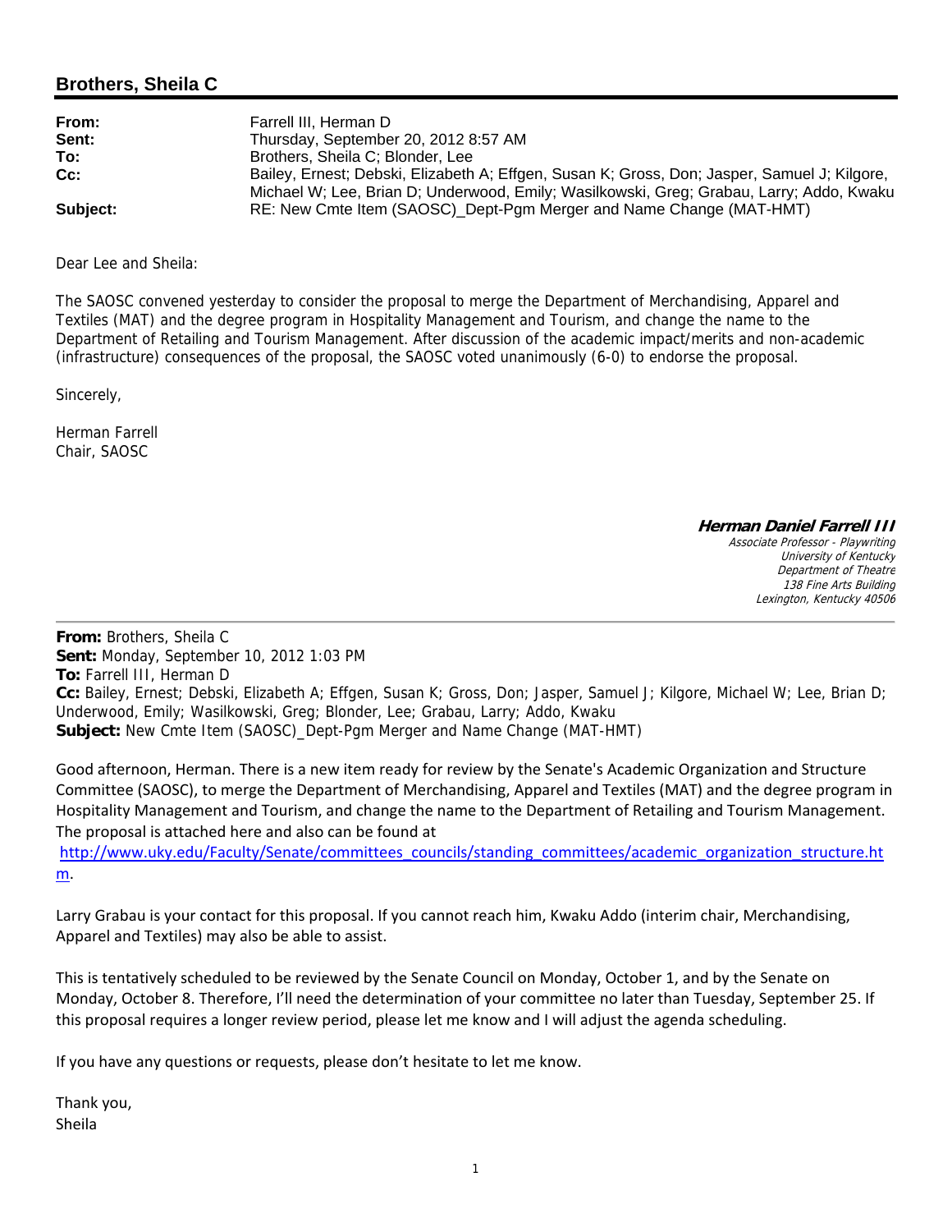## Brothers, Sheila C

**From:** Farrell III, Herman D
**Sent:** Thursday, September 20, 2012 8:57 AM
**To:** Brothers, Sheila C; Blonder, Lee
**Cc:** Bailey, Ernest; Debski, Elizabeth A; Effgen, Susan K; Gross, Don; Jasper, Samuel J; Kilgore, Michael W; Lee, Brian D; Underwood, Emily; Wasilkowski, Greg; Grabau, Larry; Addo, Kwaku
**Subject:** RE: New Cmte Item (SAOSC)_Dept-Pgm Merger and Name Change (MAT-HMT)

Dear Lee and Sheila:

The SAOSC convened yesterday to consider the proposal to merge the Department of Merchandising, Apparel and Textiles (MAT) and the degree program in Hospitality Management and Tourism, and change the name to the Department of Retailing and Tourism Management. After discussion of the academic impact/merits and non-academic (infrastructure) consequences of the proposal, the SAOSC voted unanimously (6-0) to endorse the proposal.

Sincerely,

Herman Farrell
Chair, SAOSC

***Herman Daniel Farrell III***
*Associate Professor - Playwriting*
*University of Kentucky*
*Department of Theatre*
*138 Fine Arts Building*
*Lexington, Kentucky 40506*

---

**From:** Brothers, Sheila C
**Sent:** Monday, September 10, 2012 1:03 PM
**To:** Farrell III, Herman D
**Cc:** Bailey, Ernest; Debski, Elizabeth A; Effgen, Susan K; Gross, Don; Jasper, Samuel J; Kilgore, Michael W; Lee, Brian D; Underwood, Emily; Wasilkowski, Greg; Blonder, Lee; Grabau, Larry; Addo, Kwaku
**Subject:** New Cmte Item (SAOSC)_Dept-Pgm Merger and Name Change (MAT-HMT)

Good afternoon, Herman. There is a new item ready for review by the Senate's Academic Organization and Structure Committee (SAOSC), to merge the Department of Merchandising, Apparel and Textiles (MAT) and the degree program in Hospitality Management and Tourism, and change the name to the Department of Retailing and Tourism Management. The proposal is attached here and also can be found at
http://www.uky.edu/Faculty/Senate/committees_councils/standing_committees/academic_organization_structure.htm.

Larry Grabau is your contact for this proposal. If you cannot reach him, Kwaku Addo (interim chair, Merchandising, Apparel and Textiles) may also be able to assist.

This is tentatively scheduled to be reviewed by the Senate Council on Monday, October 1, and by the Senate on Monday, October 8. Therefore, I'll need the determination of your committee no later than Tuesday, September 25. If this proposal requires a longer review period, please let me know and I will adjust the agenda scheduling.

If you have any questions or requests, please don't hesitate to let me know.

Thank you,
Sheila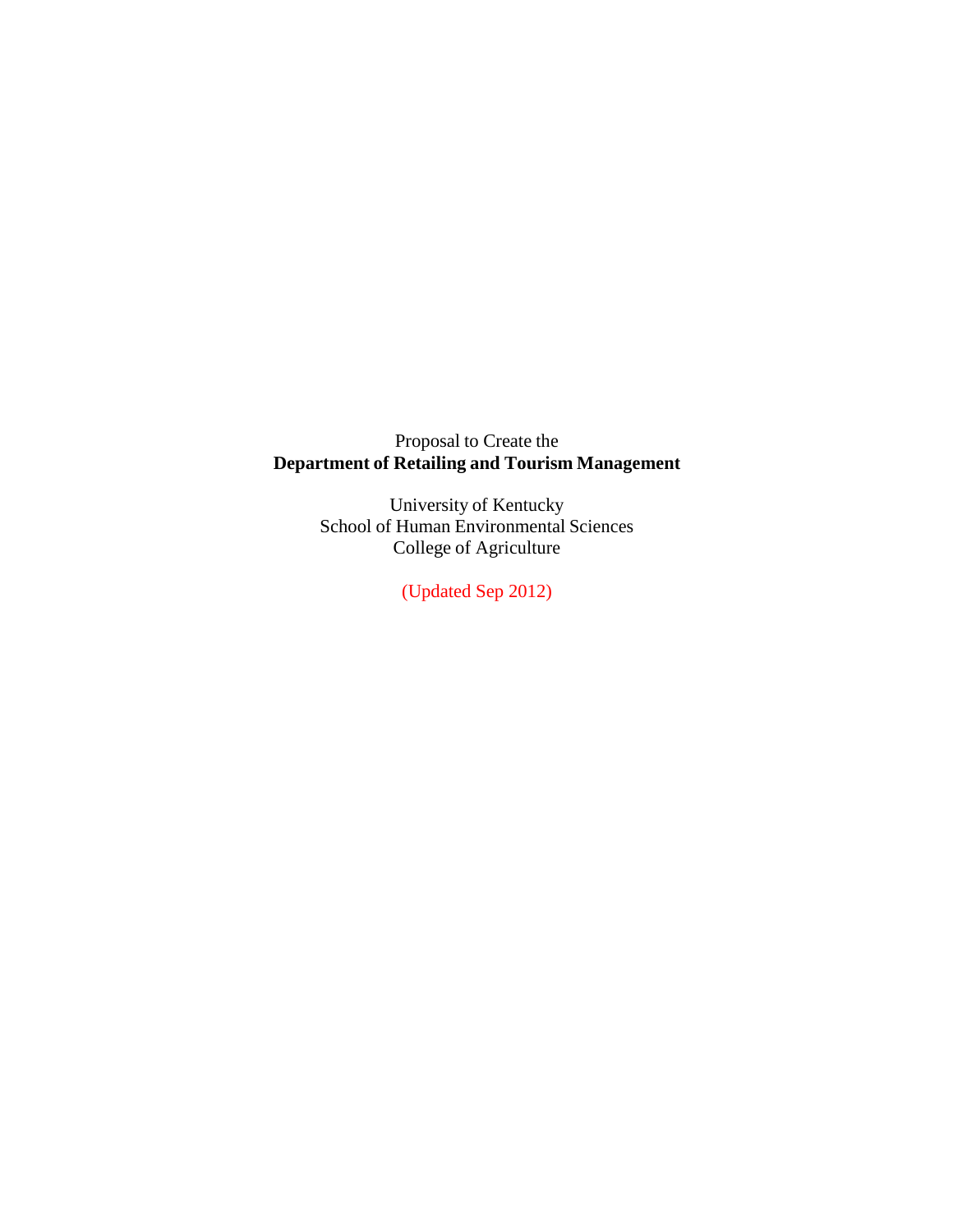Proposal to Create the

**Department of Retailing and Tourism Management**

University of Kentucky
School of Human Environmental Sciences
College of Agriculture

(Updated Sep 2012)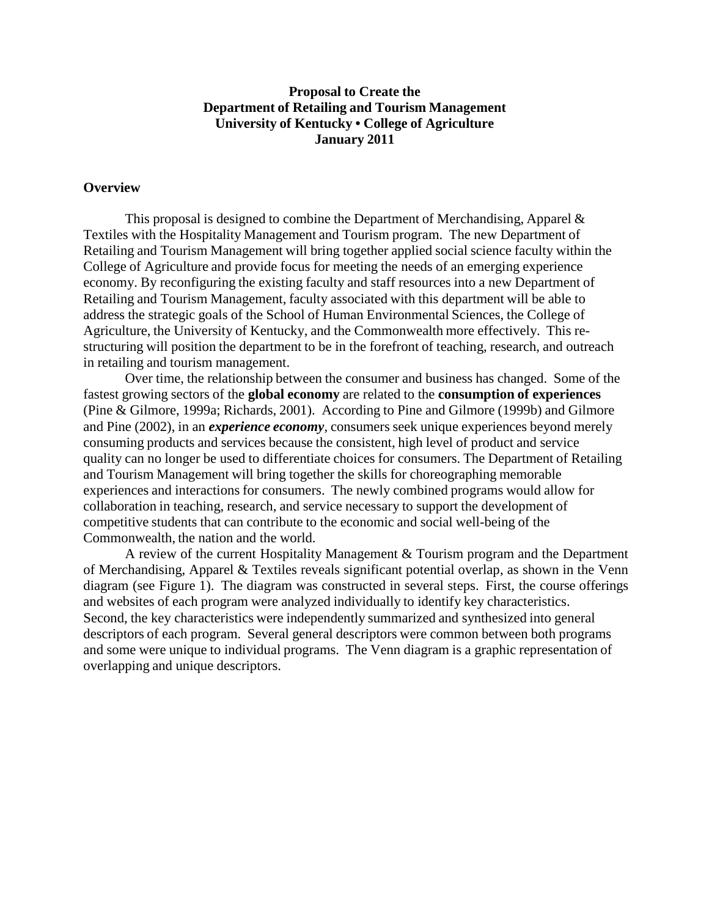**Proposal to Create the**
**Department of Retailing and Tourism Management**
**University of Kentucky • College of Agriculture**
**January 2011**

## Overview

This proposal is designed to combine the Department of Merchandising, Apparel & Textiles with the Hospitality Management and Tourism program. The new Department of Retailing and Tourism Management will bring together applied social science faculty within the College of Agriculture and provide focus for meeting the needs of an emerging experience economy. By reconfiguring the existing faculty and staff resources into a new Department of Retailing and Tourism Management, faculty associated with this department will be able to address the strategic goals of the School of Human Environmental Sciences, the College of Agriculture, the University of Kentucky, and the Commonwealth more effectively. This re-structuring will position the department to be in the forefront of teaching, research, and outreach in retailing and tourism management.

Over time, the relationship between the consumer and business has changed. Some of the fastest growing sectors of the **global economy** are related to the **consumption of experiences** (Pine & Gilmore, 1999a; Richards, 2001). According to Pine and Gilmore (1999b) and Gilmore and Pine (2002), in an ***experience economy***, consumers seek unique experiences beyond merely consuming products and services because the consistent, high level of product and service quality can no longer be used to differentiate choices for consumers. The Department of Retailing and Tourism Management will bring together the skills for choreographing memorable experiences and interactions for consumers. The newly combined programs would allow for collaboration in teaching, research, and service necessary to support the development of competitive students that can contribute to the economic and social well-being of the Commonwealth, the nation and the world.

A review of the current Hospitality Management & Tourism program and the Department of Merchandising, Apparel & Textiles reveals significant potential overlap, as shown in the Venn diagram (see Figure 1). The diagram was constructed in several steps. First, the course offerings and websites of each program were analyzed individually to identify key characteristics. Second, the key characteristics were independently summarized and synthesized into general descriptors of each program. Several general descriptors were common between both programs and some were unique to individual programs. The Venn diagram is a graphic representation of overlapping and unique descriptors.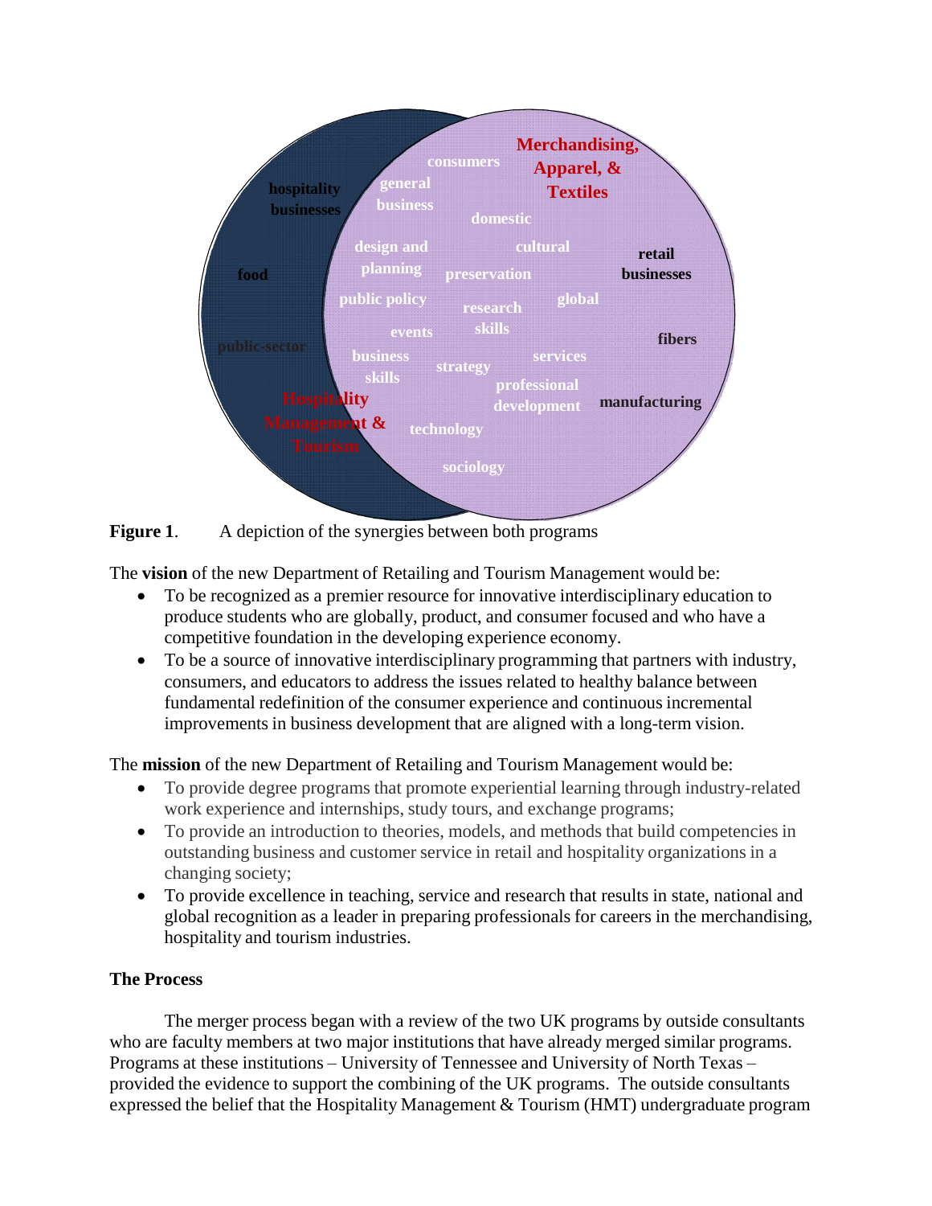Figure 1. A depiction of the synergies between both programs

The **vision** of the new Department of Retailing and Tourism Management would be:

- To be recognized as a premier resource for innovative interdisciplinary education to produce students who are globally, product, and consumer focused and who have a competitive foundation in the developing experience economy.
- To be a source of innovative interdisciplinary programming that partners with industry, consumers, and educators to address the issues related to healthy balance between fundamental redefinition of the consumer experience and continuous incremental improvements in business development that are aligned with a long-term vision.

The **mission** of the new Department of Retailing and Tourism Management would be:

- To provide degree programs that promote experiential learning through industry-related work experience and internships, study tours, and exchange programs;
- To provide an introduction to theories, models, and methods that build competencies in outstanding business and customer service in retail and hospitality organizations in a changing society;
- To provide excellence in teaching, service and research that results in state, national and global recognition as a leader in preparing professionals for careers in the merchandising, hospitality and tourism industries.

**The Process**

The merger process began with a review of the two UK programs by outside consultants who are faculty members at two major institutions that have already merged similar programs. Programs at these institutions – University of Tennessee and University of North Texas – provided the evidence to support the combining of the UK programs. The outside consultants expressed the belief that the Hospitality Management & Tourism (HMT) undergraduate program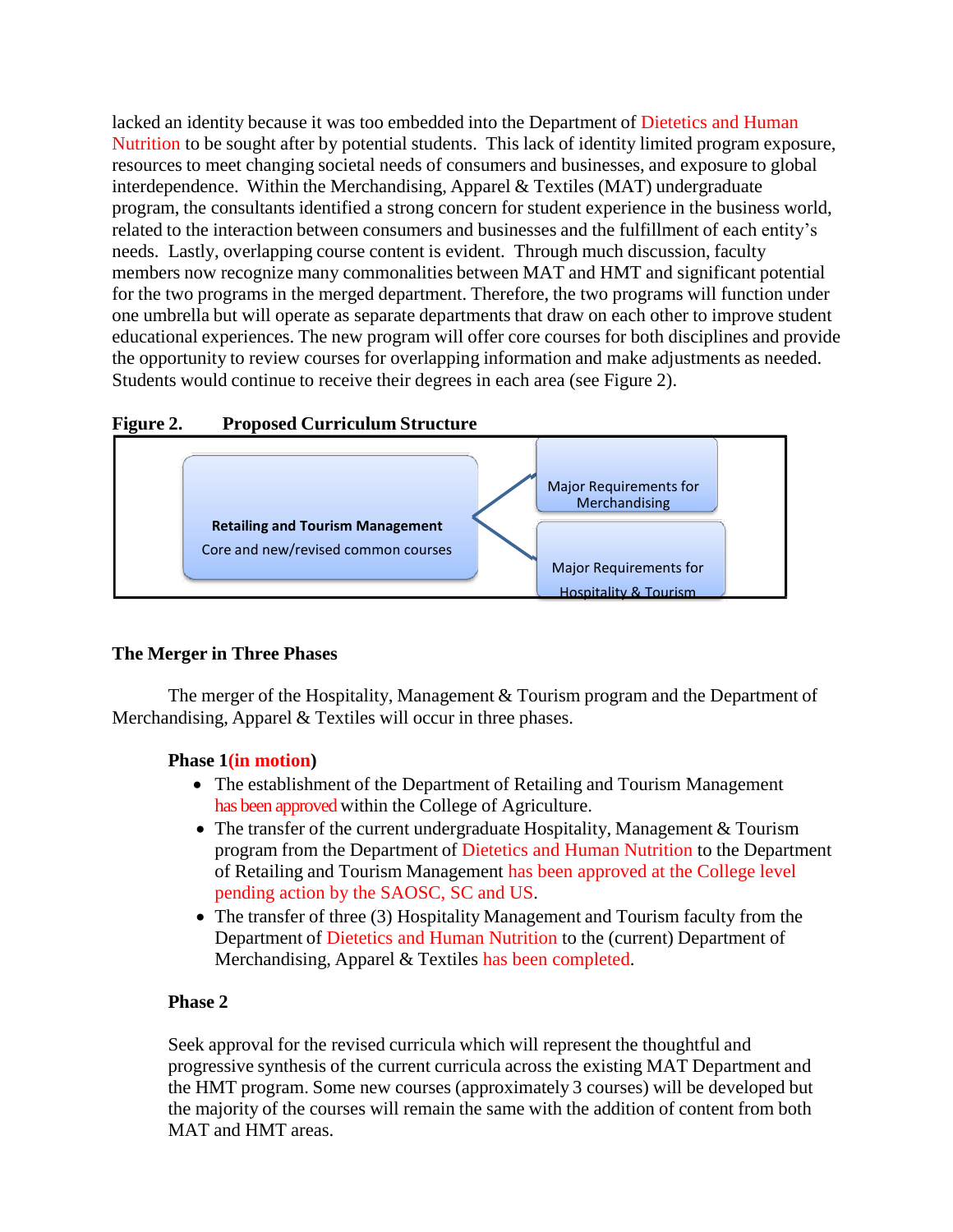lacked an identity because it was too embedded into the Department of Dietetics and Human Nutrition to be sought after by potential students. This lack of identity limited program exposure, resources to meet changing societal needs of consumers and businesses, and exposure to global interdependence. Within the Merchandising, Apparel & Textiles (MAT) undergraduate program, the consultants identified a strong concern for student experience in the business world, related to the interaction between consumers and businesses and the fulfillment of each entity's needs. Lastly, overlapping course content is evident. Through much discussion, faculty members now recognize many commonalities between MAT and HMT and significant potential for the two programs in the merged department. Therefore, the two programs will function under one umbrella but will operate as separate departments that draw on each other to improve student educational experiences. The new program will offer core courses for both disciplines and provide the opportunity to review courses for overlapping information and make adjustments as needed. Students would continue to receive their degrees in each area (see Figure 2).

**Figure 2. Proposed Curriculum Structure**

**Retailing and Tourism Management**
Core and new/revised common courses

Major Requirements for Merchandising

Major Requirements for Hospitality & Tourism

**The Merger in Three Phases**

The merger of the Hospitality, Management & Tourism program and the Department of Merchandising, Apparel & Textiles will occur in three phases.

**Phase 1 (in motion)**

- The establishment of the Department of Retailing and Tourism Management has been approved within the College of Agriculture.
- The transfer of the current undergraduate Hospitality, Management & Tourism program from the Department of Dietetics and Human Nutrition to the Department of Retailing and Tourism Management has been approved at the College level pending action by the SAOSC, SC and US.
- The transfer of three (3) Hospitality Management and Tourism faculty from the Department of Dietetics and Human Nutrition to the (current) Department of Merchandising, Apparel & Textiles has been completed.

**Phase 2**

Seek approval for the revised curricula which will represent the thoughtful and progressive synthesis of the current curricula across the existing MAT Department and the HMT program. Some new courses (approximately 3 courses) will be developed but the majority of the courses will remain the same with the addition of content from both MAT and HMT areas.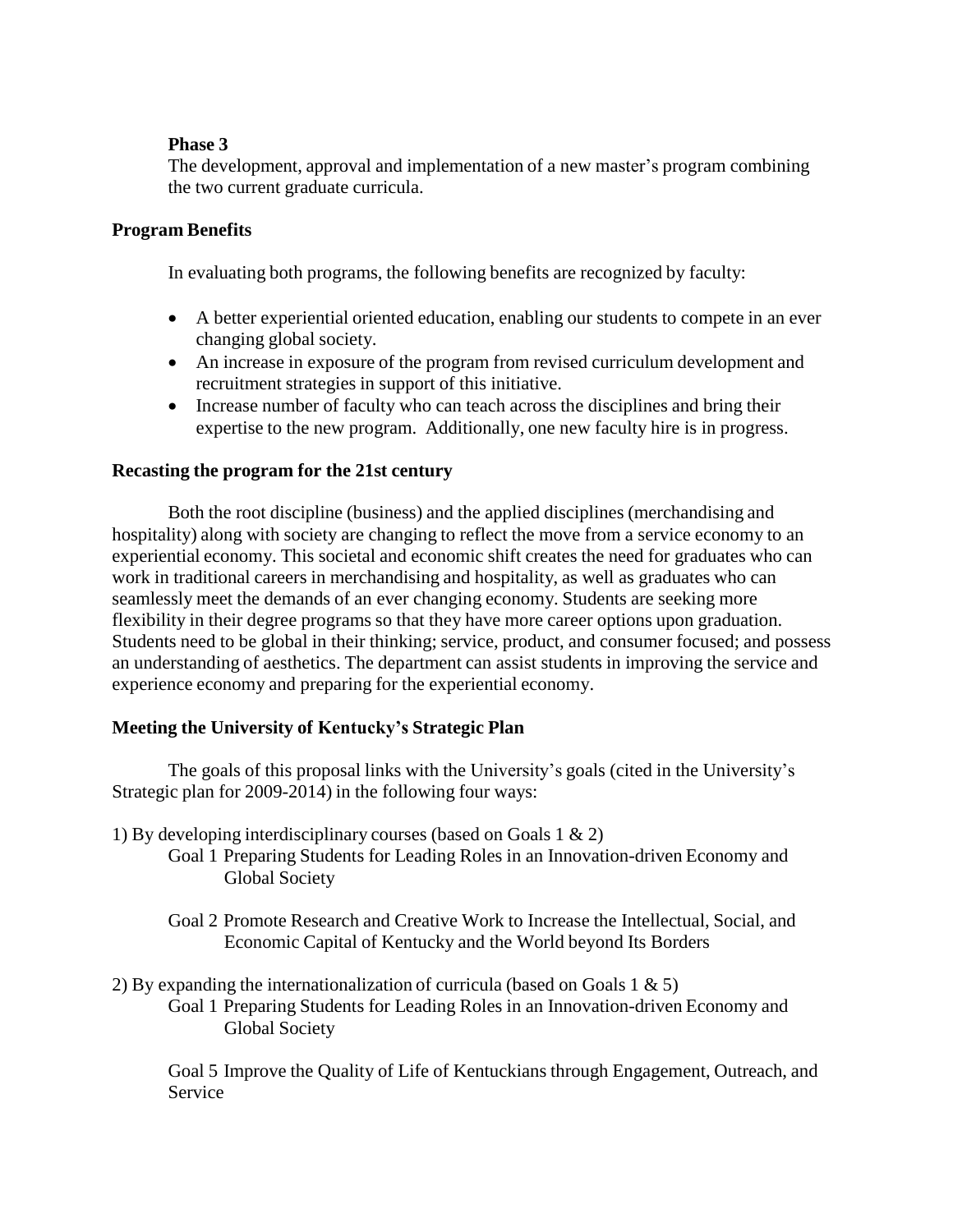**Phase 3**

The development, approval and implementation of a new master's program combining the two current graduate curricula.

**Program Benefits**

In evaluating both programs, the following benefits are recognized by faculty:

- A better experiential oriented education, enabling our students to compete in an ever changing global society.
- An increase in exposure of the program from revised curriculum development and recruitment strategies in support of this initiative.
- Increase number of faculty who can teach across the disciplines and bring their expertise to the new program. Additionally, one new faculty hire is in progress.

**Recasting the program for the 21st century**

Both the root discipline (business) and the applied disciplines (merchandising and hospitality) along with society are changing to reflect the move from a service economy to an experiential economy. This societal and economic shift creates the need for graduates who can work in traditional careers in merchandising and hospitality, as well as graduates who can seamlessly meet the demands of an ever changing economy. Students are seeking more flexibility in their degree programs so that they have more career options upon graduation. Students need to be global in their thinking; service, product, and consumer focused; and possess an understanding of aesthetics. The department can assist students in improving the service and experience economy and preparing for the experiential economy.

**Meeting the University of Kentucky's Strategic Plan**

The goals of this proposal links with the University's goals (cited in the University's Strategic plan for 2009-2014) in the following four ways:

1) By developing interdisciplinary courses (based on Goals 1 & 2)

Goal 1 Preparing Students for Leading Roles in an Innovation-driven Economy and Global Society

Goal 2 Promote Research and Creative Work to Increase the Intellectual, Social, and Economic Capital of Kentucky and the World beyond Its Borders

2) By expanding the internationalization of curricula (based on Goals 1 & 5)

Goal 1 Preparing Students for Leading Roles in an Innovation-driven Economy and Global Society

Goal 5 Improve the Quality of Life of Kentuckians through Engagement, Outreach, and Service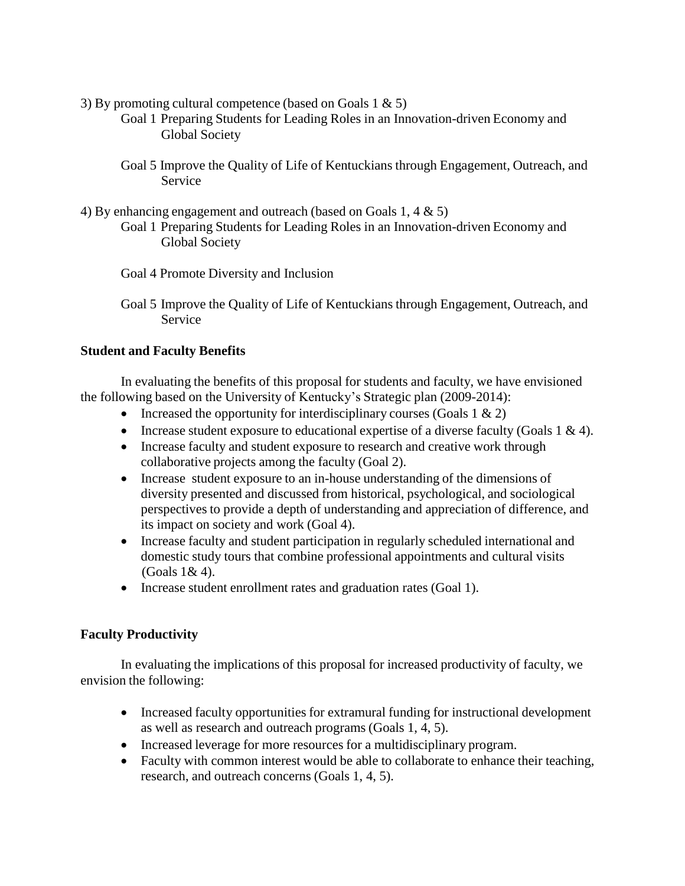3) By promoting cultural competence (based on Goals 1 & 5)

Goal 1 Preparing Students for Leading Roles in an Innovation-driven Economy and Global Society

Goal 5 Improve the Quality of Life of Kentuckians through Engagement, Outreach, and Service

4) By enhancing engagement and outreach (based on Goals 1, 4 & 5)

Goal 1 Preparing Students for Leading Roles in an Innovation-driven Economy and Global Society

Goal 4 Promote Diversity and Inclusion

Goal 5 Improve the Quality of Life of Kentuckians through Engagement, Outreach, and Service

**Student and Faculty Benefits**

In evaluating the benefits of this proposal for students and faculty, we have envisioned the following based on the University of Kentucky's Strategic plan (2009-2014):

- Increased the opportunity for interdisciplinary courses (Goals 1 & 2)
- Increase student exposure to educational expertise of a diverse faculty (Goals 1 & 4).
- Increase faculty and student exposure to research and creative work through collaborative projects among the faculty (Goal 2).
- Increase student exposure to an in-house understanding of the dimensions of diversity presented and discussed from historical, psychological, and sociological perspectives to provide a depth of understanding and appreciation of difference, and its impact on society and work (Goal 4).
- Increase faculty and student participation in regularly scheduled international and domestic study tours that combine professional appointments and cultural visits (Goals 1& 4).
- Increase student enrollment rates and graduation rates (Goal 1).

**Faculty Productivity**

In evaluating the implications of this proposal for increased productivity of faculty, we envision the following:

- Increased faculty opportunities for extramural funding for instructional development as well as research and outreach programs (Goals 1, 4, 5).
- Increased leverage for more resources for a multidisciplinary program.
- Faculty with common interest would be able to collaborate to enhance their teaching, research, and outreach concerns (Goals 1, 4, 5).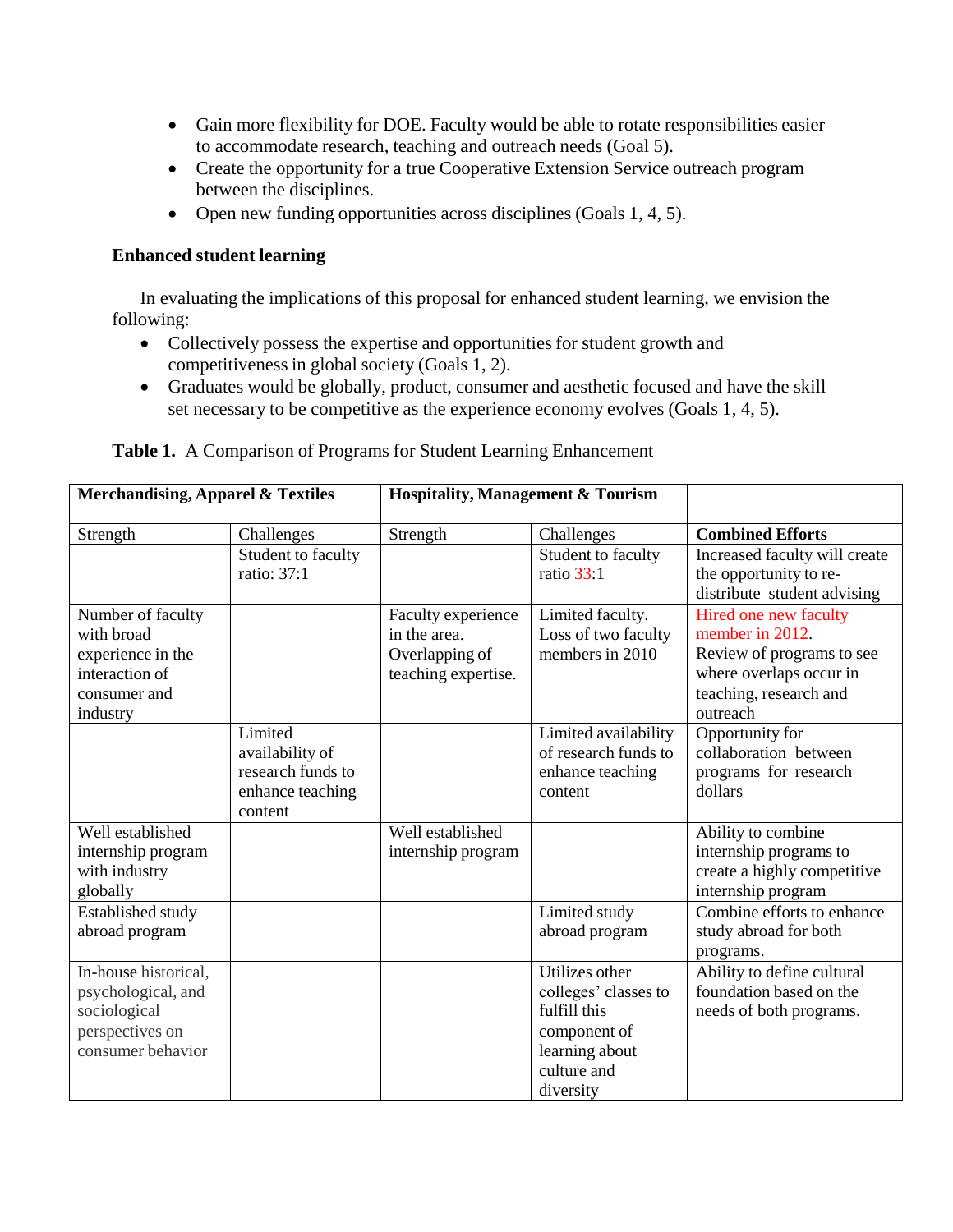- Gain more flexibility for DOE. Faculty would be able to rotate responsibilities easier to accommodate research, teaching and outreach needs (Goal 5).
- Create the opportunity for a true Cooperative Extension Service outreach program between the disciplines.
- Open new funding opportunities across disciplines (Goals 1, 4, 5).

**Enhanced student learning**

In evaluating the implications of this proposal for enhanced student learning, we envision the following:

- Collectively possess the expertise and opportunities for student growth and competitiveness in global society (Goals 1, 2).
- Graduates would be globally, product, consumer and aesthetic focused and have the skill set necessary to be competitive as the experience economy evolves (Goals 1, 4, 5).

**Table 1.** A Comparison of Programs for Student Learning Enhancement

| **Merchandising, Apparel & Textiles** | | **Hospitality, Management & Tourism** | | |
|---|---|---|---|---|
| Strength | Challenges | Strength | Challenges | **Combined Efforts** |
| | Student to faculty ratio: 37:1 | | Student to faculty ratio 33:1 | Increased faculty will create the opportunity to re-distribute student advising |
| Number of faculty with broad experience in the interaction of consumer and industry | | Faculty experience in the area. Overlapping of teaching expertise. | Limited faculty. Loss of two faculty members in 2010 | Hired one new faculty member in 2012. Review of programs to see where overlaps occur in teaching, research and outreach |
| | Limited availability of research funds to enhance teaching content | | Limited availability of research funds to enhance teaching content | Opportunity for collaboration between programs for research dollars |
| Well established internship program with industry globally | | Well established internship program | | Ability to combine internship programs to create a highly competitive internship program |
| Established study abroad program | | | Limited study abroad program | Combine efforts to enhance study abroad for both programs. |
| In-house historical, psychological, and sociological perspectives on consumer behavior | | | Utilizes other colleges' classes to fulfill this component of learning about culture and diversity | Ability to define cultural foundation based on the needs of both programs. |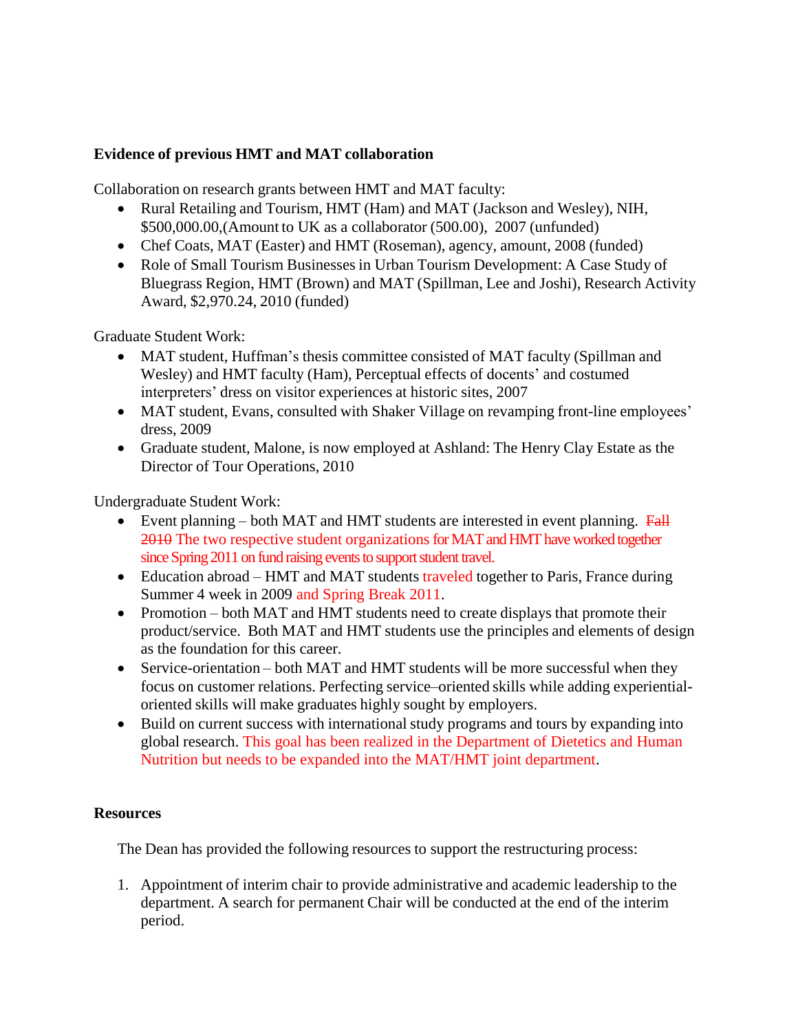**Evidence of previous HMT and MAT collaboration**

Collaboration on research grants between HMT and MAT faculty:

- Rural Retailing and Tourism, HMT (Ham) and MAT (Jackson and Wesley), NIH, $500,000.00,(Amount to UK as a collaborator (500.00), 2007 (unfunded)
- Chef Coats, MAT (Easter) and HMT (Roseman), agency, amount, 2008 (funded)
- Role of Small Tourism Businesses in Urban Tourism Development: A Case Study of Bluegrass Region, HMT (Brown) and MAT (Spillman, Lee and Joshi), Research Activity Award, $2,970.24, 2010 (funded)

Graduate Student Work:

- MAT student, Huffman's thesis committee consisted of MAT faculty (Spillman and Wesley) and HMT faculty (Ham), Perceptual effects of docents' and costumed interpreters' dress on visitor experiences at historic sites, 2007
- MAT student, Evans, consulted with Shaker Village on revamping front-line employees' dress, 2009
- Graduate student, Malone, is now employed at Ashland: The Henry Clay Estate as the Director of Tour Operations, 2010

Undergraduate Student Work:

- Event planning – both MAT and HMT students are interested in event planning. ~~Fall 2010~~ The two respective student organizations for MAT and HMT have worked together since Spring 2011 on fund raising events to support student travel.
- Education abroad – HMT and MAT students traveled together to Paris, France during Summer 4 week in 2009 and Spring Break 2011.
- Promotion – both MAT and HMT students need to create displays that promote their product/service. Both MAT and HMT students use the principles and elements of design as the foundation for this career.
- Service-orientation – both MAT and HMT students will be more successful when they focus on customer relations. Perfecting service–oriented skills while adding experiential-oriented skills will make graduates highly sought by employers.
- Build on current success with international study programs and tours by expanding into global research. This goal has been realized in the Department of Dietetics and Human Nutrition but needs to be expanded into the MAT/HMT joint department.

**Resources**

The Dean has provided the following resources to support the restructuring process:

1. Appointment of interim chair to provide administrative and academic leadership to the department. A search for permanent Chair will be conducted at the end of the interim period.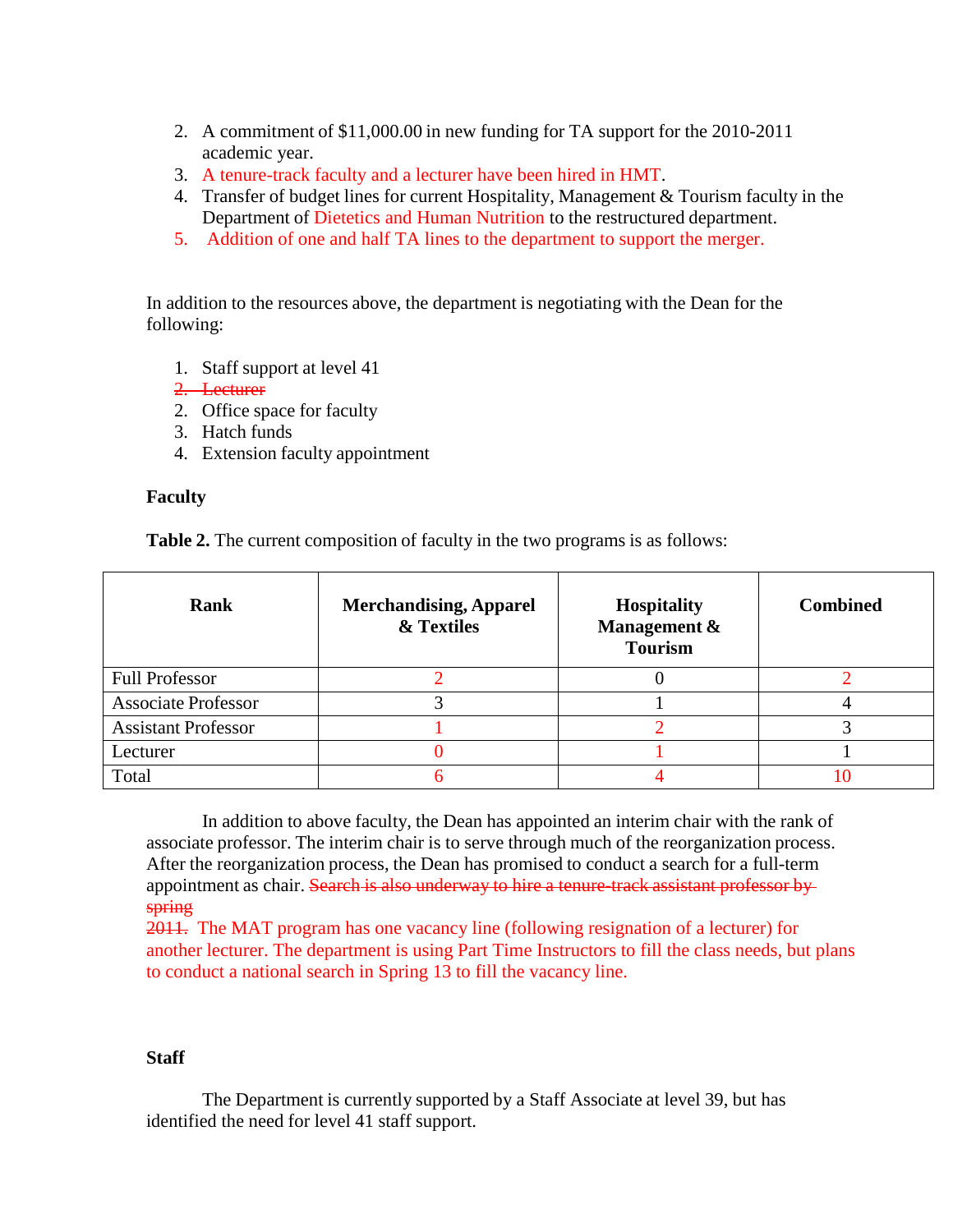2. A commitment of $11,000.00 in new funding for TA support for the 2010-2011 academic year.
3. A tenure-track faculty and a lecturer have been hired in HMT.
4. Transfer of budget lines for current Hospitality, Management & Tourism faculty in the Department of Dietetics and Human Nutrition to the restructured department.
5. Addition of one and half TA lines to the department to support the merger.

In addition to the resources above, the department is negotiating with the Dean for the following:

1. Staff support at level 41
2. ~~Lecturer~~
2. Office space for faculty
3. Hatch funds
4. Extension faculty appointment

**Faculty**

**Table 2.** The current composition of faculty in the two programs is as follows:

| Rank | Merchandising, Apparel & Textiles | Hospitality Management & Tourism | Combined |
|---|---|---|---|
| Full Professor | 2 | 0 | 2 |
| Associate Professor | 3 | 1 | 4 |
| Assistant Professor | 1 | 2 | 3 |
| Lecturer | 0 | 1 | 1 |
| Total | 6 | 4 | 10 |

In addition to above faculty, the Dean has appointed an interim chair with the rank of associate professor. The interim chair is to serve through much of the reorganization process. After the reorganization process, the Dean has promised to conduct a search for a full-term appointment as chair. ~~Search is also underway to hire a tenure-track assistant professor by spring 2011.~~ The MAT program has one vacancy line (following resignation of a lecturer) for another lecturer. The department is using Part Time Instructors to fill the class needs, but plans to conduct a national search in Spring 13 to fill the vacancy line.

**Staff**

The Department is currently supported by a Staff Associate at level 39, but has identified the need for level 41 staff support.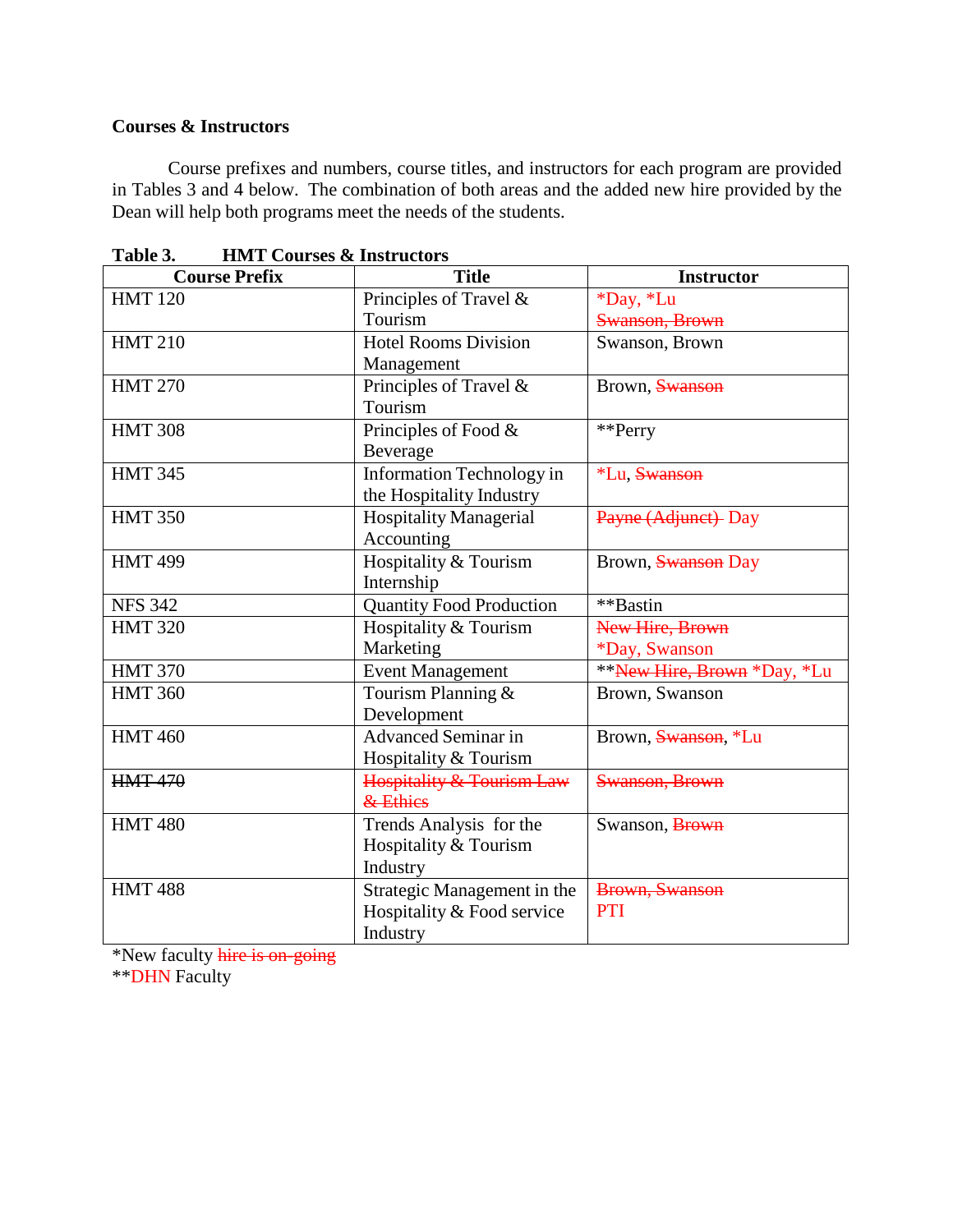**Courses & Instructors**

Course prefixes and numbers, course titles, and instructors for each program are provided in Tables 3 and 4 below. The combination of both areas and the added new hire provided by the Dean will help both programs meet the needs of the students.

**Table 3. HMT Courses & Instructors**

| Course Prefix | Title | Instructor |
|---|---|---|
| HMT 120 | Principles of Travel & Tourism | *Day, *Lu ~~Swanson, Brown~~ |
| HMT 210 | Hotel Rooms Division Management | Swanson, Brown |
| HMT 270 | Principles of Travel & Tourism | Brown, ~~Swanson~~ |
| HMT 308 | Principles of Food & Beverage | **Perry |
| HMT 345 | Information Technology in the Hospitality Industry | *Lu, ~~Swanson~~ |
| HMT 350 | Hospitality Managerial Accounting | ~~Payne (Adjunct)~~ Day |
| HMT 499 | Hospitality & Tourism Internship | Brown, ~~Swanson~~ Day |
| NFS 342 | Quantity Food Production | **Bastin |
| HMT 320 | Hospitality & Tourism Marketing | ~~New Hire, Brown~~ *Day, Swanson |
| HMT 370 | Event Management | **~~New Hire, Brown~~ *Day, *Lu |
| HMT 360 | Tourism Planning & Development | Brown, Swanson |
| HMT 460 | Advanced Seminar in Hospitality & Tourism | Brown, ~~Swanson~~, *Lu |
| ~~HMT 470~~ | ~~Hospitality & Tourism Law & Ethics~~ | ~~Swanson, Brown~~ |
| HMT 480 | Trends Analysis for the Hospitality & Tourism Industry | Swanson, ~~Brown~~ |
| HMT 488 | Strategic Management in the Hospitality & Food service Industry | ~~Brown, Swanson~~ PTI |

*New faculty ~~hire is on-going~~
**DHN Faculty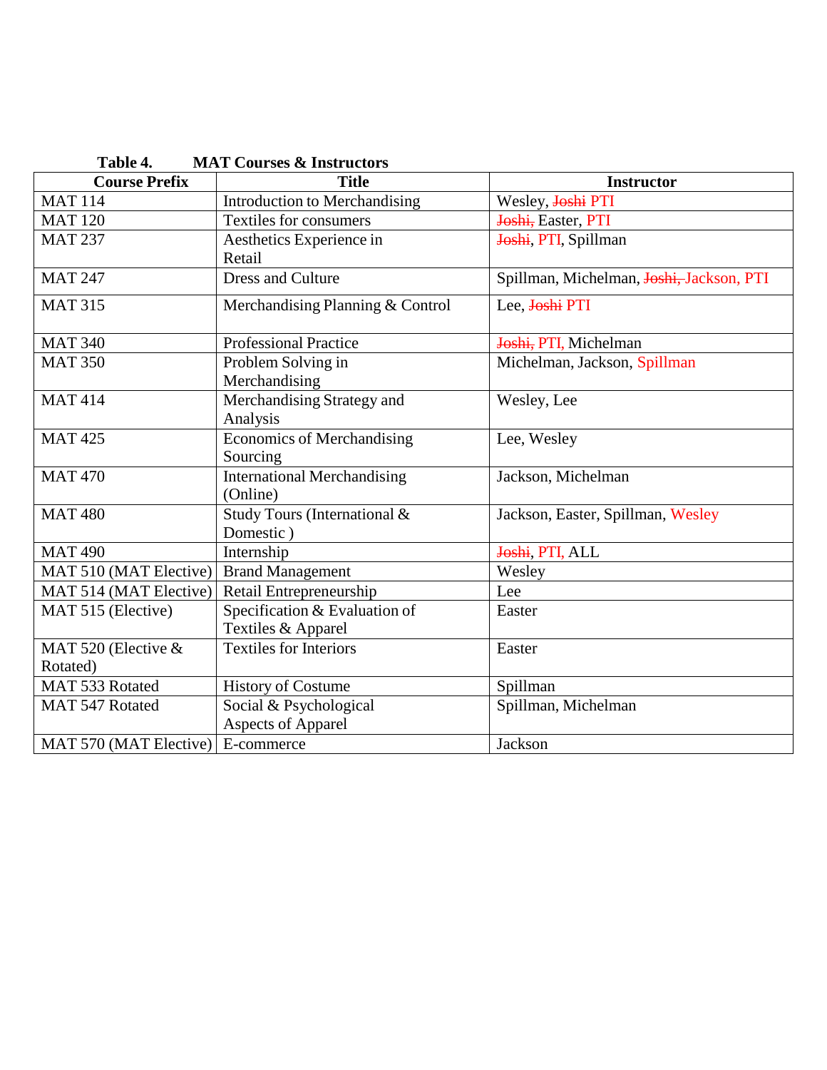**Table 4. MAT Courses & Instructors**

| Course Prefix | Title | Instructor |
|---|---|---|
| MAT 114 | Introduction to Merchandising | Wesley, ~~Joshi~~ PTI |
| MAT 120 | Textiles for consumers | ~~Joshi,~~ Easter, PTI |
| MAT 237 | Aesthetics Experience in Retail | ~~Joshi~~, PTI, Spillman |
| MAT 247 | Dress and Culture | Spillman, Michelman, ~~Joshi,~~ Jackson, PTI |
| MAT 315 | Merchandising Planning & Control | Lee, ~~Joshi~~ PTI |
| MAT 340 | Professional Practice | ~~Joshi,~~ PTI, Michelman |
| MAT 350 | Problem Solving in Merchandising | Michelman, Jackson, Spillman |
| MAT 414 | Merchandising Strategy and Analysis | Wesley, Lee |
| MAT 425 | Economics of Merchandising Sourcing | Lee, Wesley |
| MAT 470 | International Merchandising (Online) | Jackson, Michelman |
| MAT 480 | Study Tours (International & Domestic ) | Jackson, Easter, Spillman, Wesley |
| MAT 490 | Internship | ~~Joshi~~, PTI, ALL |
| MAT 510 (MAT Elective) | Brand Management | Wesley |
| MAT 514 (MAT Elective) | Retail Entrepreneurship | Lee |
| MAT 515 (Elective) | Specification & Evaluation of Textiles & Apparel | Easter |
| MAT 520 (Elective & Rotated) | Textiles for Interiors | Easter |
| MAT 533 Rotated | History of Costume | Spillman |
| MAT 547 Rotated | Social & Psychological Aspects of Apparel | Spillman, Michelman |
| MAT 570 (MAT Elective) | E-commerce | Jackson |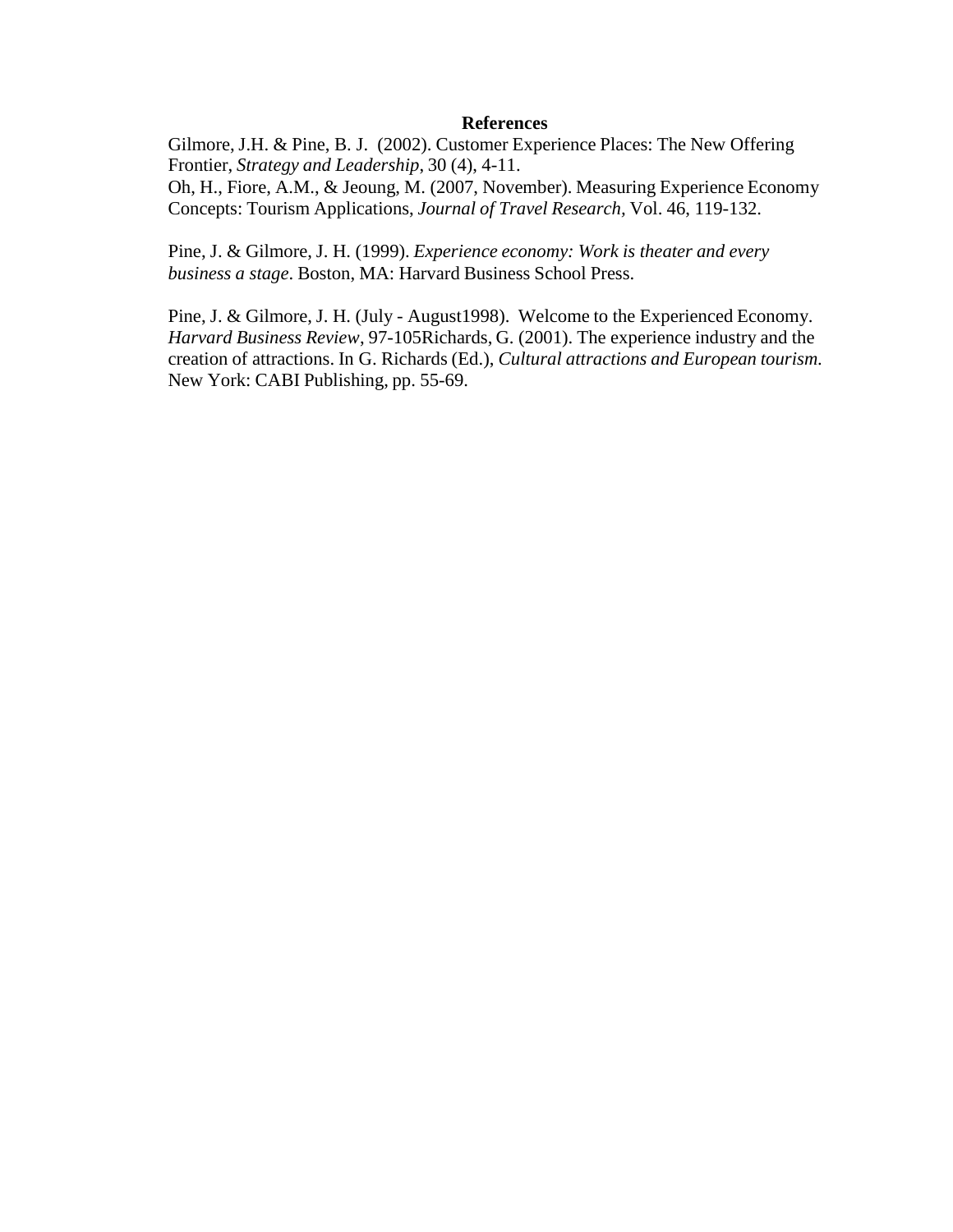**References**

Gilmore, J.H. & Pine, B. J. (2002). Customer Experience Places: The New Offering Frontier, *Strategy and Leadership*, 30 (4), 4-11.
Oh, H., Fiore, A.M., & Jeoung, M. (2007, November). Measuring Experience Economy Concepts: Tourism Applications, *Journal of Travel Research,* Vol. 46, 119-132.

Pine, J. & Gilmore, J. H. (1999). *Experience economy: Work is theater and every business a stage*. Boston, MA: Harvard Business School Press.

Pine, J. & Gilmore, J. H. (July - August1998). Welcome to the Experienced Economy. *Harvard Business Review*, 97-105Richards, G. (2001). The experience industry and the creation of attractions. In G. Richards (Ed.), *Cultural attractions and European tourism.* New York: CABI Publishing, pp. 55-69.